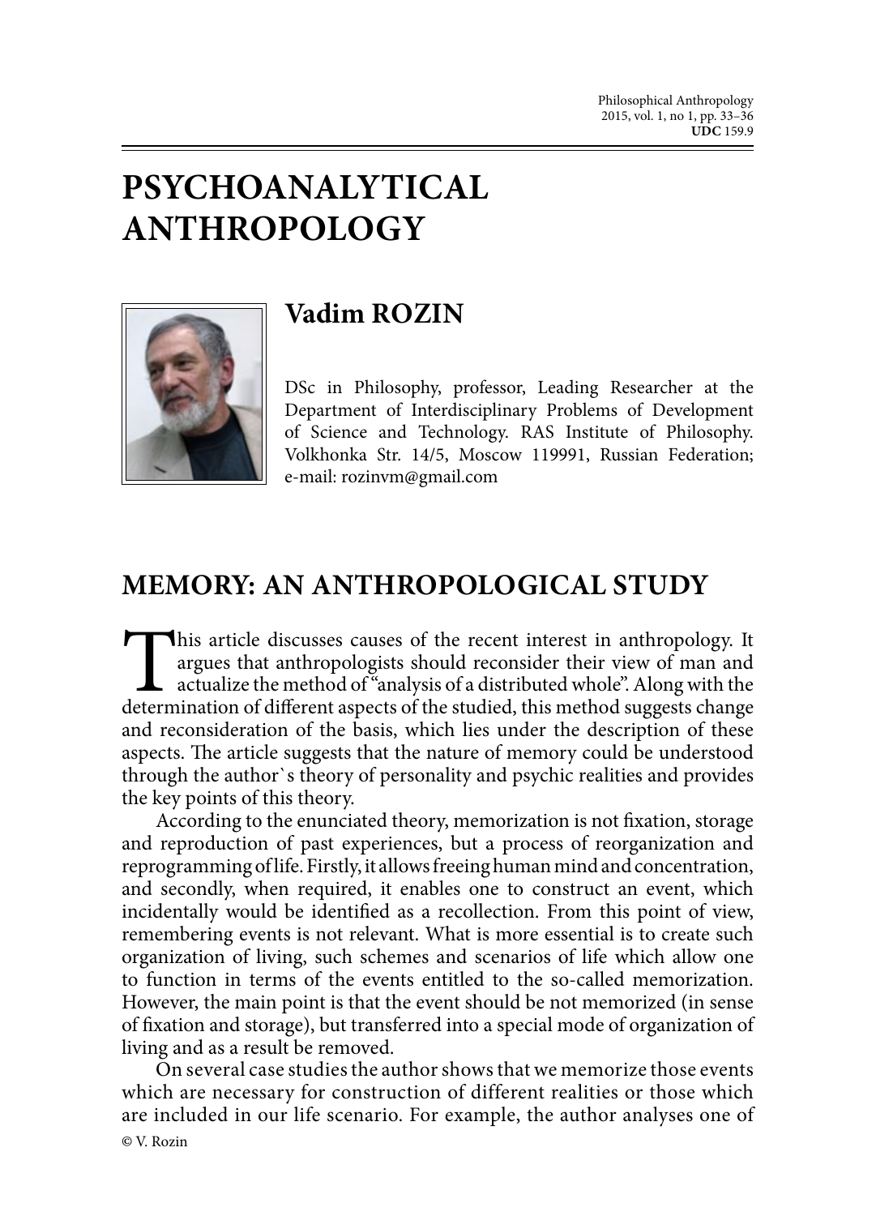# PSYCHOANALYTICAL ANTHROPOLOGY

## Vadim ROZIN

DSc in Philosophy, professor, Leading Researcher at the Department of Interdisciplinary Problems of Development of Science and Technology. RAS Institute of Philosophy. Volkhonka Str. 14/5, Moscow 119991, Russian Federation; e-mail: rozinvm@gmail.com

## MEMORY: AN ANTHROPOLOGICAL STUDY

This article discusses causes of the recent interest in anthropology. It argues that anthropologists should reconsider their view of man and actualize the method of "analysis of a distributed whole". Along with the determination of different aspects of the studied, this method suggests change and reconsideration of the basis, which lies under the description of these aspects. The article suggests that the nature of memory could be understood through the author`s theory of personality and psychic realities and provides the key points of this theory.

According to the enunciated theory, memorization is not fixation, storage and reproduction of past experiences, but a process of reorganization and reprogramming of life. Firstly, it allows freeing human mind and concentration, and secondly, when required, it enables one to construct an event, which incidentally would be identified as a recollection. From this point of view, remembering events is not relevant. What is more essential is to create such organization of living, such schemes and scenarios of life which allow one to function in terms of the events entitled to the so-called memorization. However, the main point is that the event should be not memorized (in sense of fixation and storage), but transferred into a special mode of organization of living and as a result be removed.

On several case studies the author shows that we memorize those events which are necessary for construction of different realities or those which are included in our life scenario. For example, the author analyses one of

© V. Rozin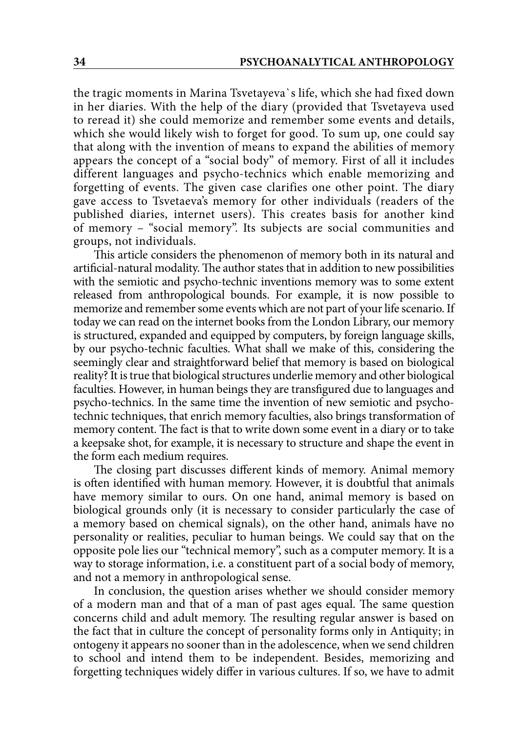the tragic moments in Marina Tsvetayeva`s life, which she had fixed down in her diaries. With the help of the diary (provided that Tsvetayeva used to reread it) she could memorize and remember some events and details, which she would likely wish to forget for good. To sum up, one could say that along with the invention of means to expand the abilities of memory appears the concept of a "social body" of memory. First of all it includes different languages and psycho-technics which enable memorizing and forgetting of events. The given case clarifies one other point. The diary gave access to Tsvetaeva's memory for other individuals (readers of the published diaries, internet users). This creates basis for another kind of memory – "social memory". Its subjects are social communities and groups, not individuals.

This article considers the phenomenon of memory both in its natural and artificial-natural modality. The author states that in addition to new possibilities with the semiotic and psycho-technic inventions memory was to some extent released from anthropological bounds. For example, it is now possible to memorize and remember some events which are not part of your life scenario. If today we can read on the internet books from the London Library, our memory is structured, expanded and equipped by computers, by foreign language skills, by our psycho-technic faculties. What shall we make of this, considering the seemingly clear and straightforward belief that memory is based on biological reality? It is true that biological structures underlie memory and other biological faculties. However, in human beings they are transfigured due to languages and psycho-technics. In the same time the invention of new semiotic and psycho-technic techniques, that enrich memory faculties, also brings transformation of memory content. The fact is that to write down some event in a diary or to take a keepsake shot, for example, it is necessary to structure and shape the event in the form each medium requires.

The closing part discusses different kinds of memory. Animal memory is often identified with human memory. However, it is doubtful that animals have memory similar to ours. On one hand, animal memory is based on biological grounds only (it is necessary to consider particularly the case of a memory based on chemical signals), on the other hand, animals have no personality or realities, peculiar to human beings. We could say that on the opposite pole lies our "technical memory", such as a computer memory. It is a way to storage information, i.e. a constituent part of a social body of memory, and not a memory in anthropological sense.

In conclusion, the question arises whether we should consider memory of a modern man and that of a man of past ages equal. The same question concerns child and adult memory. The resulting regular answer is based on the fact that in culture the concept of personality forms only in Antiquity; in ontogeny it appears no sooner than in the adolescence, when we send children to school and intend them to be independent. Besides, memorizing and forgetting techniques widely differ in various cultures. If so, we have to admit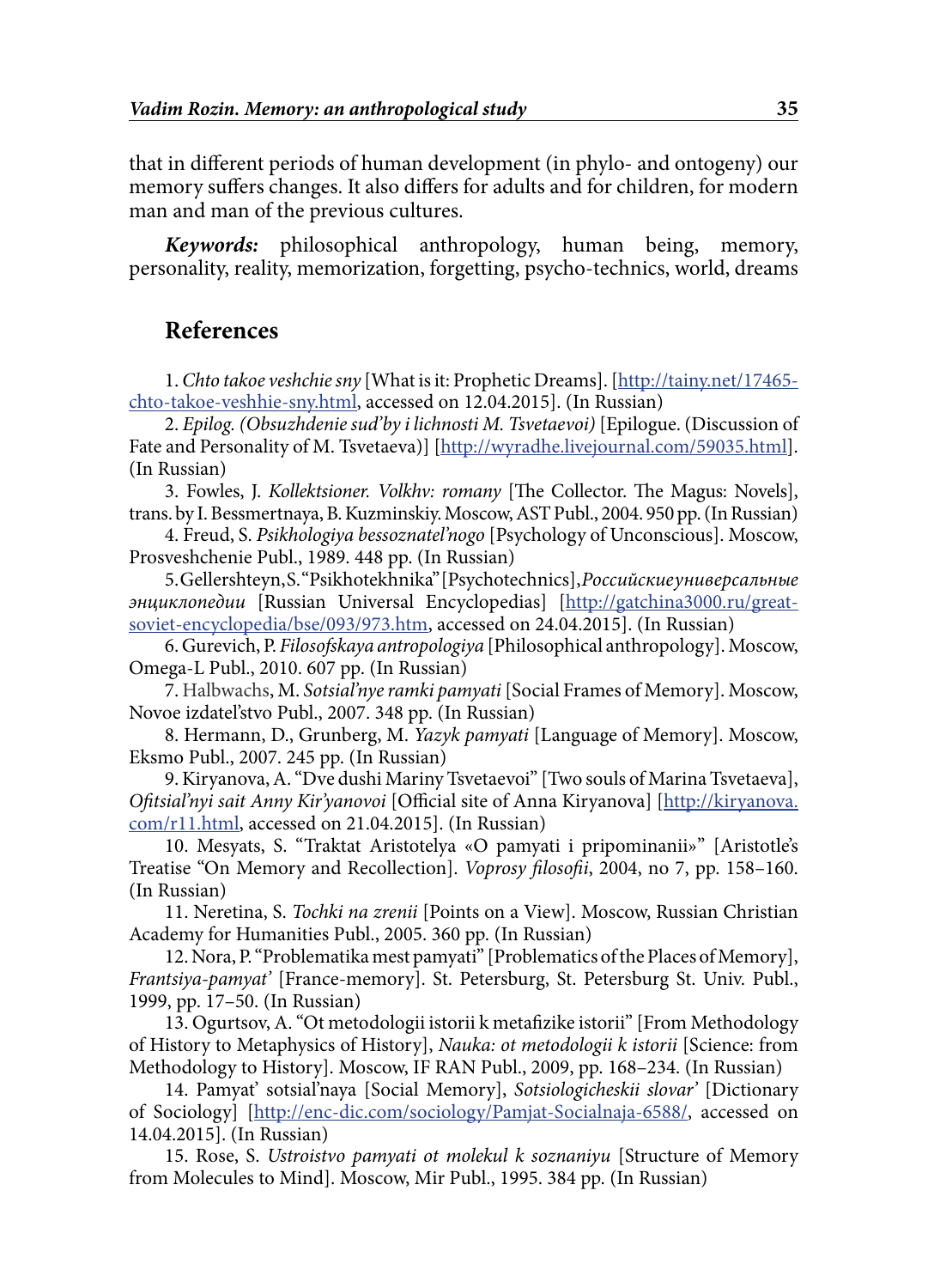that in different periods of human development (in phylo- and ontogeny) our memory suffers changes. It also differs for adults and for children, for modern man and man of the previous cultures.

***Keywords:*** philosophical anthropology, human being, memory, personality, reality, memorization, forgetting, psycho-technics, world, dreams

## References

1. *Chto takoe veshchie sny* [What is it: Prophetic Dreams]. [http://tainy.net/17465-chto-takoe-veshhie-sny.html, accessed on 12.04.2015]. (In Russian)

2. *Epilog. (Obsuzhdenie sud'by i lichnosti M. Tsvetaevoi)* [Epilogue. (Discussion of Fate and Personality of M. Tsvetaeva)] [http://wyradhe.livejournal.com/59035.html]. (In Russian)

3. Fowles, J. *Kollektsioner. Volkhv: romany* [The Collector. The Magus: Novels], trans. by I. Bessmertnaya, B. Kuzminskiy. Moscow, AST Publ., 2004. 950 pp. (In Russian)

4. Freud, S. *Psikhologiya bessoznatel'nogo* [Psychology of Unconscious]. Moscow, Prosveshchenie Publ., 1989. 448 pp. (In Russian)

5. Gellershteyn, S. "Psikhotekhnika" [Psychotechnics], *Российские университетские энциклопедии* [Russian Universal Encyclopedias] [http://gatchina3000.ru/great-soviet-encyclopedia/bse/093/973.htm, accessed on 24.04.2015]. (In Russian)

6. Gurevich, P. *Filosofskaya antropologiya* [Philosophical anthropology]. Moscow, Omega-L Publ., 2010. 607 pp. (In Russian)

7. Halbwachs, M. *Sotsial'nye ramki pamyati* [Social Frames of Memory]. Moscow, Novoe izdatel'stvo Publ., 2007. 348 pp. (In Russian)

8. Hermann, D., Grunberg, M. *Yazyk pamyati* [Language of Memory]. Moscow, Eksmo Publ., 2007. 245 pp. (In Russian)

9. Kiryanova, A. "Dve dushi Mariny Tsvetaevoi" [Two souls of Marina Tsvetaeva], *Ofitsial'nyi sait Anny Kir'yanovoi* [Official site of Anna Kiryanova] [http://kiryanova.com/r11.html, accessed on 21.04.2015]. (In Russian)

10. Mesyats, S. "Traktat Aristotelya «O pamyati i pripominanii»" [Aristotle's Treatise "On Memory and Recollection]. *Voprosy filosofii*, 2004, no 7, pp. 158–160. (In Russian)

11. Neretina, S. *Tochki na zrenii* [Points on a View]. Moscow, Russian Christian Academy for Humanities Publ., 2005. 360 pp. (In Russian)

12. Nora, P. "Problematika mest pamyati" [Problematics of the Places of Memory], *Frantsiya-pamyat'* [France-memory]. St. Petersburg, St. Petersburg St. Univ. Publ., 1999, pp. 17–50. (In Russian)

13. Ogurtsov, A. "Ot metodologii istorii k metafizike istorii" [From Methodology of History to Metaphysics of History], *Nauka: ot metodologii k istorii* [Science: from Methodology to History]. Moscow, IF RAN Publ., 2009, pp. 168–234. (In Russian)

14. Pamyat' sotsial'naya [Social Memory], *Sotsiologicheskii slovar'* [Dictionary of Sociology] [http://enc-dic.com/sociology/Pamjat-Socialnaja-6588/, accessed on 14.04.2015]. (In Russian)

15. Rose, S. *Ustroistvo pamyati ot molekul k soznaniyu* [Structure of Memory from Molecules to Mind]. Moscow, Mir Publ., 1995. 384 pp. (In Russian)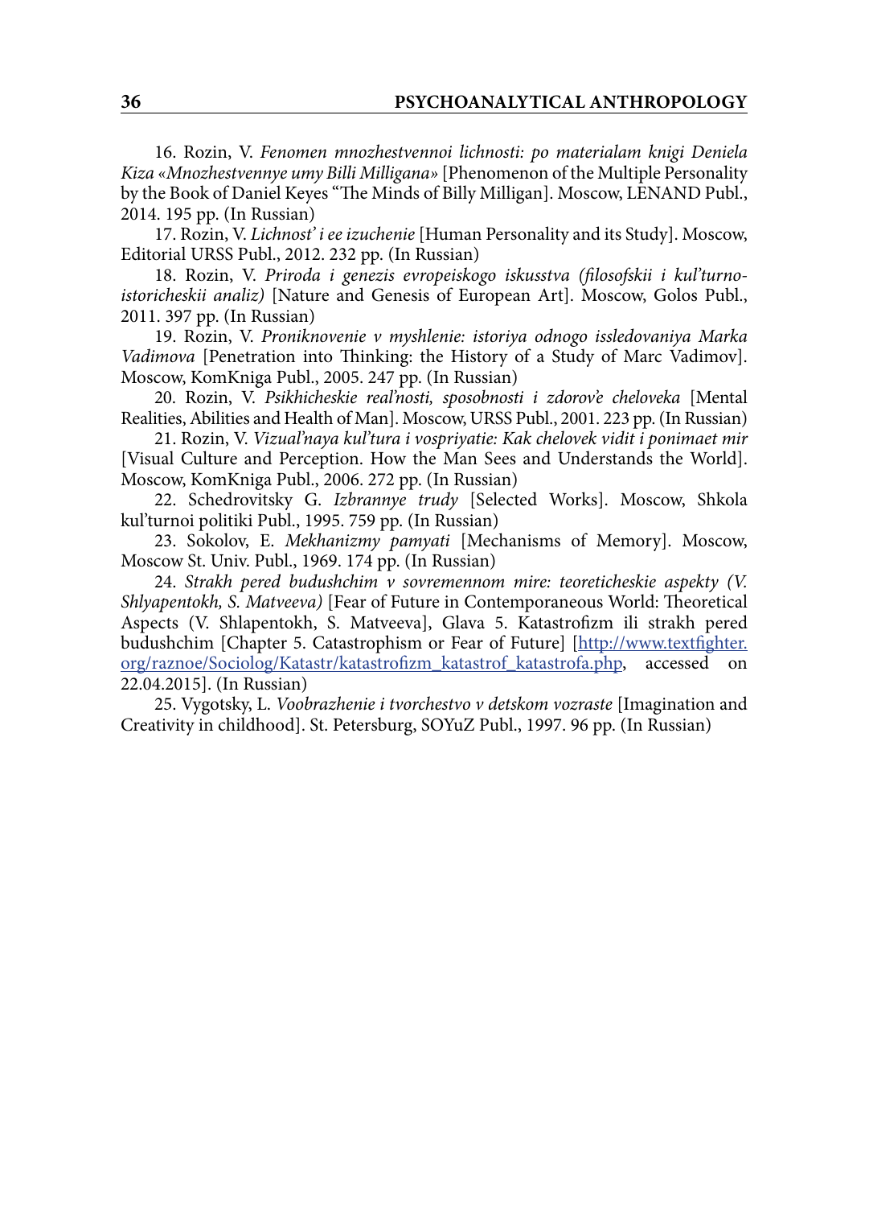16. Rozin, V. *Fenomen mnozhestvennoi lichnosti: po materialam knigi Deniela Kiza «Mnozhestvennye umy Billi Milligana»* [Phenomenon of the Multiple Personality by the Book of Daniel Keyes "The Minds of Billy Milligan]. Moscow, LENAND Publ., 2014. 195 pp. (In Russian)

17. Rozin, V. *Lichnost' i ee izuchenie* [Human Personality and its Study]. Moscow, Editorial URSS Publ., 2012. 232 pp. (In Russian)

18. Rozin, V. *Priroda i genezis evropeiskogo iskusstva (filosofskii i kul'turno-istoricheskii analiz)* [Nature and Genesis of European Art]. Moscow, Golos Publ., 2011. 397 pp. (In Russian)

19. Rozin, V. *Proniknovenie v myshlenie: istoriya odnogo issledovaniya Marka Vadimova* [Penetration into Thinking: the History of a Study of Marc Vadimov]. Moscow, KomKniga Publ., 2005. 247 pp. (In Russian)

20. Rozin, V. *Psikhicheskie real'nosti, sposobnosti i zdorov'e cheloveka* [Mental Realities, Abilities and Health of Man]. Moscow, URSS Publ., 2001. 223 pp. (In Russian)

21. Rozin, V. *Vizual'naya kul'tura i vospriyatie: Kak chelovek vidit i ponimaet mir* [Visual Culture and Perception. How the Man Sees and Understands the World]. Moscow, KomKniga Publ., 2006. 272 pp. (In Russian)

22. Schedrovitsky G. *Izbrannye trudy* [Selected Works]. Moscow, Shkola kul'turnoi politiki Publ., 1995. 759 pp. (In Russian)

23. Sokolov, E. *Mekhanizmy pamyati* [Mechanisms of Memory]. Moscow, Moscow St. Univ. Publ., 1969. 174 pp. (In Russian)

24. *Strakh pered budushchim v sovremennom mire: teoreticheskie aspekty (V. Shlyapentokh, S. Matveeva)* [Fear of Future in Contemporaneous World: Theoretical Aspects (V. Shlapentokh, S. Matveeva], Glava 5. Katastrofizm ili strakh pered budushchim [Chapter 5. Catastrophism or Fear of Future] [http://www.textfighter.org/raznoe/Sociolog/Katastr/katastrofizm_katastrof_katastrofa.php, accessed on 22.04.2015]. (In Russian)

25. Vygotsky, L. *Voobrazhenie i tvorchestvo v detskom vozraste* [Imagination and Creativity in childhood]. St. Petersburg, SOYuZ Publ., 1997. 96 pp. (In Russian)